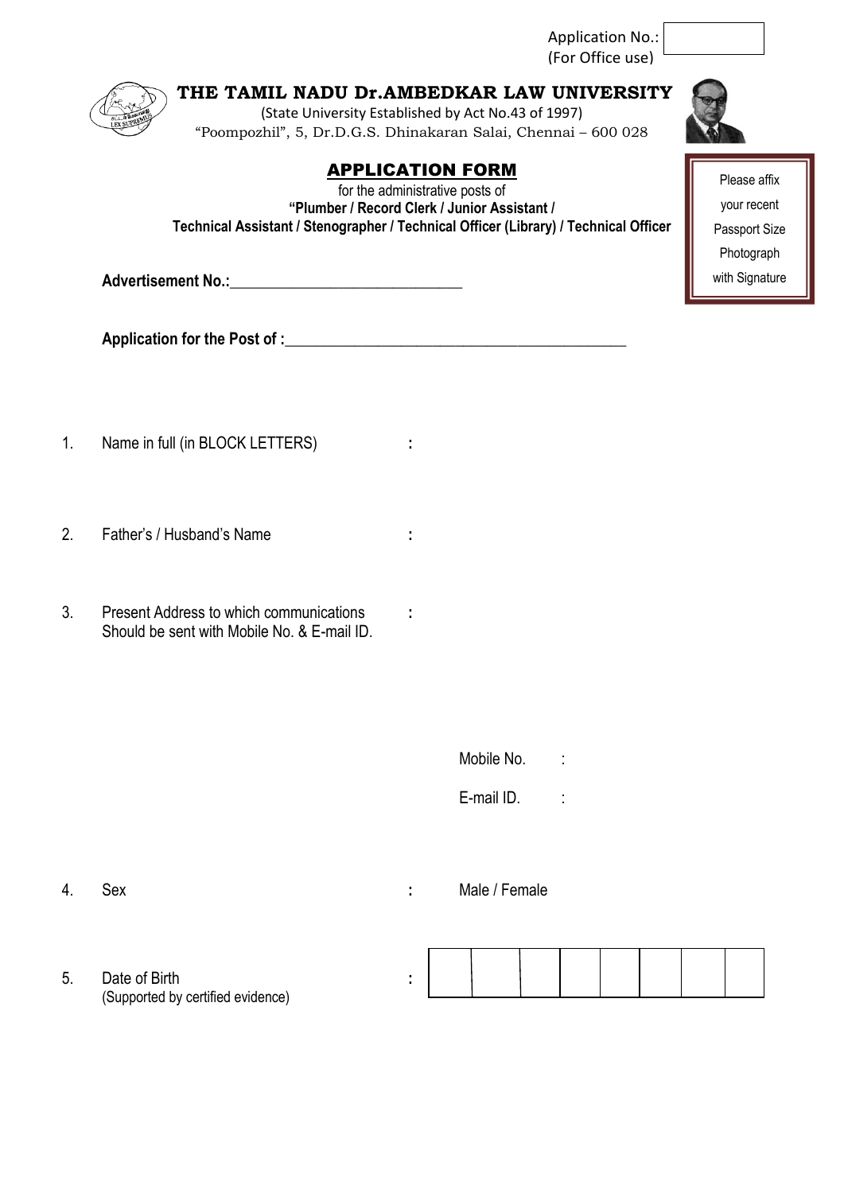Application No.:
(For Office use)

# THE TAMIL NADU Dr.AMBEDKAR LAW UNIVERSITY

(State University Established by Act No.43 of 1997)
"Poompozhil", 5, Dr.D.G.S. Dhinakaran Salai, Chennai – 600 028

Please affix your recent Passport Size Photograph with Signature

## APPLICATION FORM

for the administrative posts of
**"Plumber / Record Clerk / Junior Assistant / Technical Assistant / Stenographer / Technical Officer (Library) / Technical Officer**

**Advertisement No.:**______________________________

**Application for the Post of :**____________________________________________

1. Name in full (in BLOCK LETTERS) :

2. Father's / Husband's Name :

3. Present Address to which communications Should be sent with Mobile No. & E-mail ID. :

   Mobile No. :

   E-mail ID. :

4. Sex : Male / Female

5. Date of Birth (Supported by certified evidence) :

| | | | | | | | |
|---|---|---|---|---|---|---|---|
| | | | | | | | |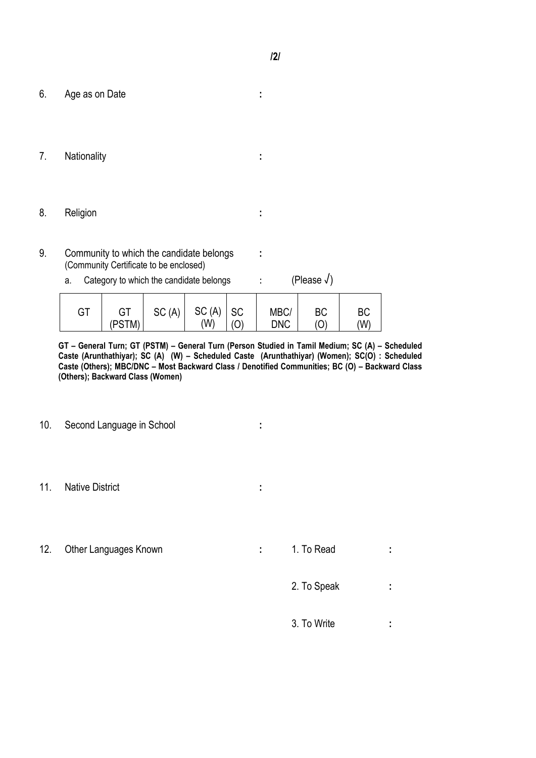6. Age as on Date :

7. Nationality :

8. Religion :

9. Community to which the candidate belongs :
   (Community Certificate to be enclosed)

   a. Category to which the candidate belongs : (Please √)

| GT | GT (PSTM) | SC (A) | SC (A) (W) | SC (O) | MBC/ DNC | BC (O) | BC (W) |
|---|---|---|---|---|---|---|---|
| | | | | | | | |

**GT – General Turn; GT (PSTM) – General Turn (Person Studied in Tamil Medium; SC (A) – Scheduled Caste (Arunthathiyar); SC (A) (W) – Scheduled Caste (Arunthathiyar) (Women); SC(O) : Scheduled Caste (Others); MBC/DNC – Most Backward Class / Denotified Communities; BC (O) – Backward Class (Others); Backward Class (Women)**

10. Second Language in School :

11. Native District :

12. Other Languages Known : 1. To Read :

    2. To Speak :

    3. To Write :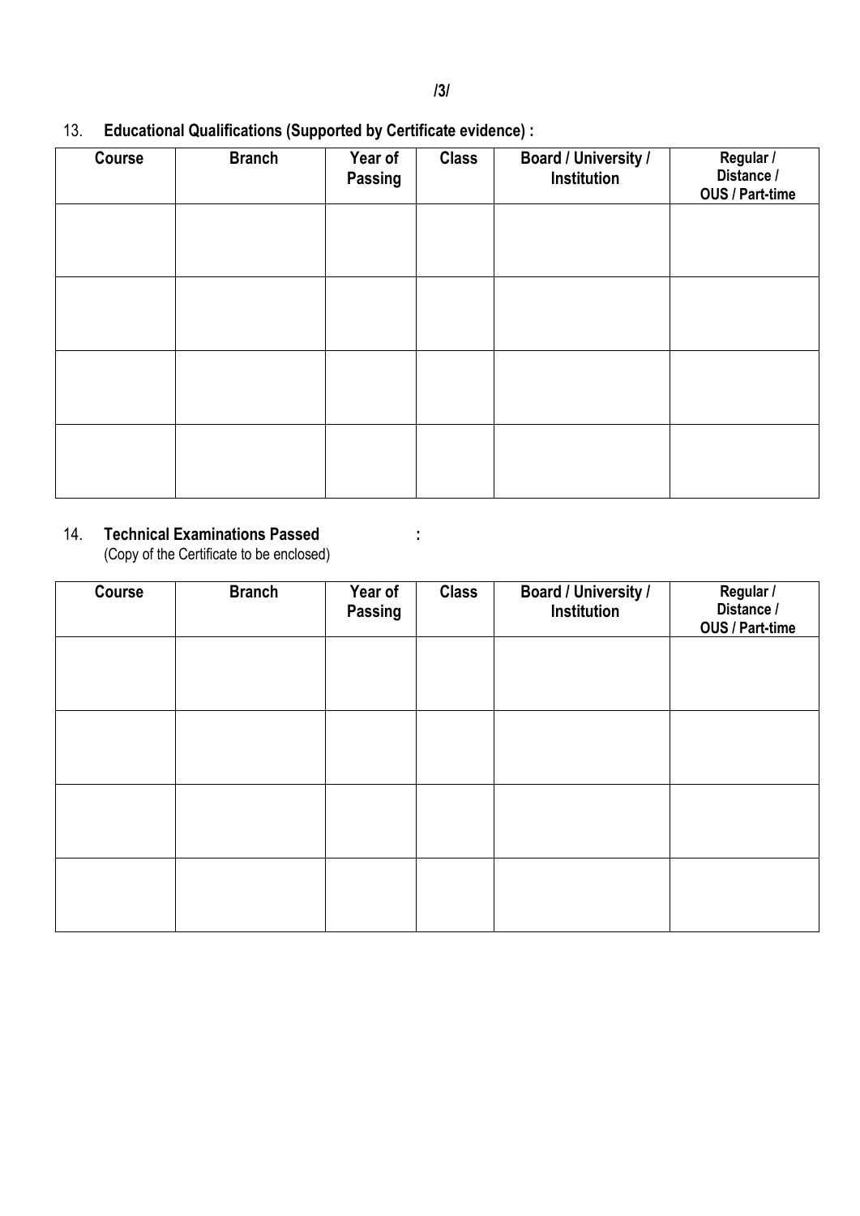13. **Educational Qualifications (Supported by Certificate evidence) :**

| Course | Branch | Year of Passing | Class | Board / University / Institution | Regular / Distance / OUS / Part-time |
|---|---|---|---|---|---|
| | | | | | |
| | | | | | |
| | | | | | |
| | | | | | |

14. **Technical Examinations Passed :**
(Copy of the Certificate to be enclosed)

| Course | Branch | Year of Passing | Class | Board / University / Institution | Regular / Distance / OUS / Part-time |
|---|---|---|---|---|---|
| | | | | | |
| | | | | | |
| | | | | | |
| | | | | | |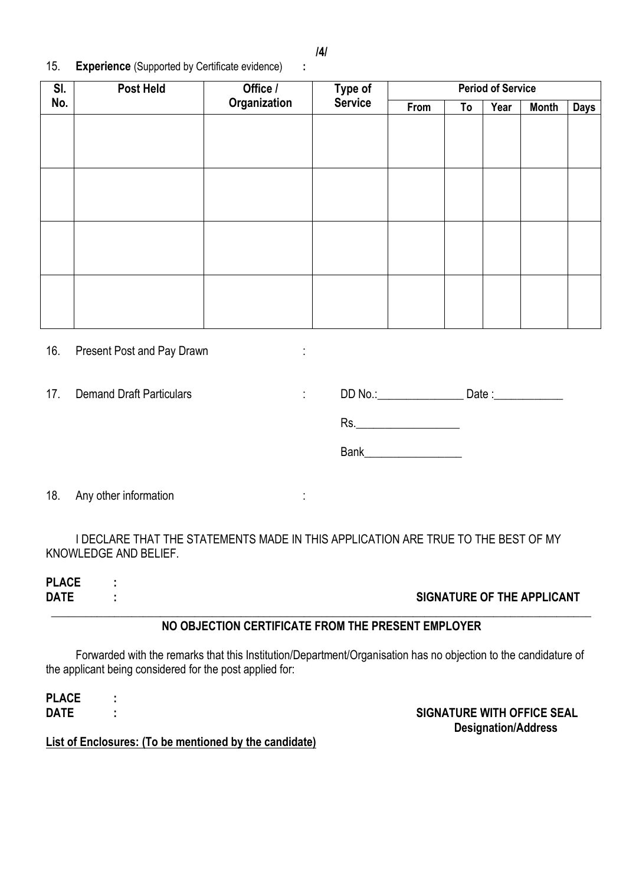15. **Experience** (Supported by Certificate evidence) **:**

| Sl. No. | Post Held | Office / Organization | Type of Service | Period of Service | | | | |
|---|---|---|---|---|---|---|---|---|
| | | | | From | To | Year | Month | Days |
| | | | | | | | | |
| | | | | | | | | |
| | | | | | | | | |
| | | | | | | | | |

16. Present Post and Pay Drawn :

17. Demand Draft Particulars : DD No.:_______________ Date :____________

Rs.__________________

Bank_________________

18. Any other information :

I DECLARE THAT THE STATEMENTS MADE IN THIS APPLICATION ARE TRUE TO THE BEST OF MY KNOWLEDGE AND BELIEF.

**PLACE :**
**DATE :** **SIGNATURE OF THE APPLICANT**

---

**NO OBJECTION CERTIFICATE FROM THE PRESENT EMPLOYER**

Forwarded with the remarks that this Institution/Department/Organisation has no objection to the candidature of the applicant being considered for the post applied for:

**PLACE :**
**DATE :** **SIGNATURE WITH OFFICE SEAL**
**Designation/Address**

**List of Enclosures: (To be mentioned by the candidate)**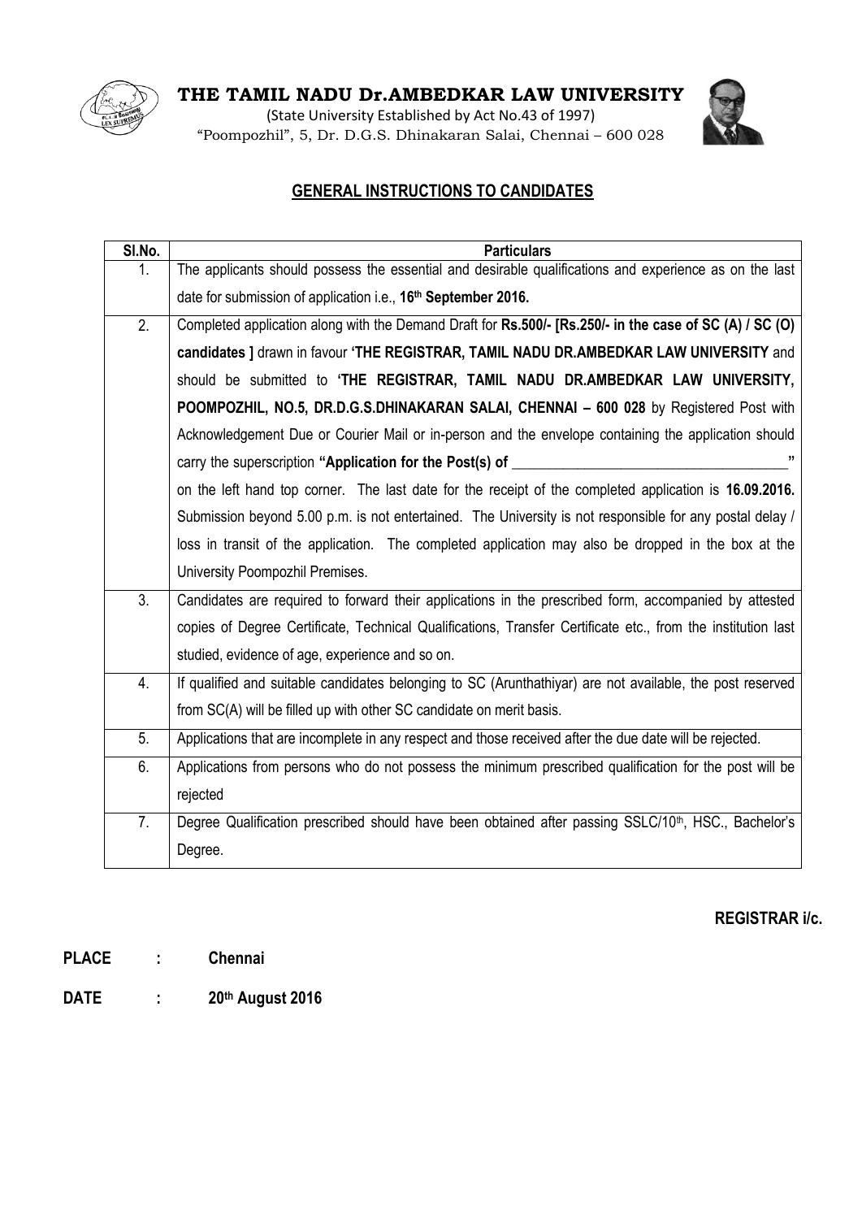# THE TAMIL NADU Dr.AMBEDKAR LAW UNIVERSITY

(State University Established by Act No.43 of 1997)
"Poompozhil", 5, Dr. D.G.S. Dhinakaran Salai, Chennai – 600 028

## GENERAL INSTRUCTIONS TO CANDIDATES

| Sl.No. | Particulars |
|---|---|
| 1. | The applicants should possess the essential and desirable qualifications and experience as on the last date for submission of application i.e., **16th September 2016.** |
| 2. | Completed application along with the Demand Draft for **Rs.500/- [Rs.250/- in the case of SC (A) / SC (O) candidates ]** drawn in favour **'THE REGISTRAR, TAMIL NADU DR.AMBEDKAR LAW UNIVERSITY** and should be submitted to **'THE REGISTRAR, TAMIL NADU DR.AMBEDKAR LAW UNIVERSITY, POOMPOZHIL, NO.5, DR.D.G.S.DHINAKARAN SALAI, CHENNAI – 600 028** by Registered Post with Acknowledgement Due or Courier Mail or in-person and the envelope containing the application should carry the superscription **"Application for the Post(s) of \_\_\_\_\_\_\_\_\_\_\_\_\_\_\_\_\_\_\_\_\_\_\_\_\_\_\_\_\_\_\_\_"** on the left hand top corner. The last date for the receipt of the completed application is **16.09.2016.** Submission beyond 5.00 p.m. is not entertained. The University is not responsible for any postal delay / loss in transit of the application. The completed application may also be dropped in the box at the University Poompozhil Premises. |
| 3. | Candidates are required to forward their applications in the prescribed form, accompanied by attested copies of Degree Certificate, Technical Qualifications, Transfer Certificate etc., from the institution last studied, evidence of age, experience and so on. |
| 4. | If qualified and suitable candidates belonging to SC (Arunthathiyar) are not available, the post reserved from SC(A) will be filled up with other SC candidate on merit basis. |
| 5. | Applications that are incomplete in any respect and those received after the due date will be rejected. |
| 6. | Applications from persons who do not possess the minimum prescribed qualification for the post will be rejected |
| 7. | Degree Qualification prescribed should have been obtained after passing SSLC/10th, HSC., Bachelor's Degree. |

**REGISTRAR i/c.**

**PLACE : Chennai**

**DATE : 20th August 2016**